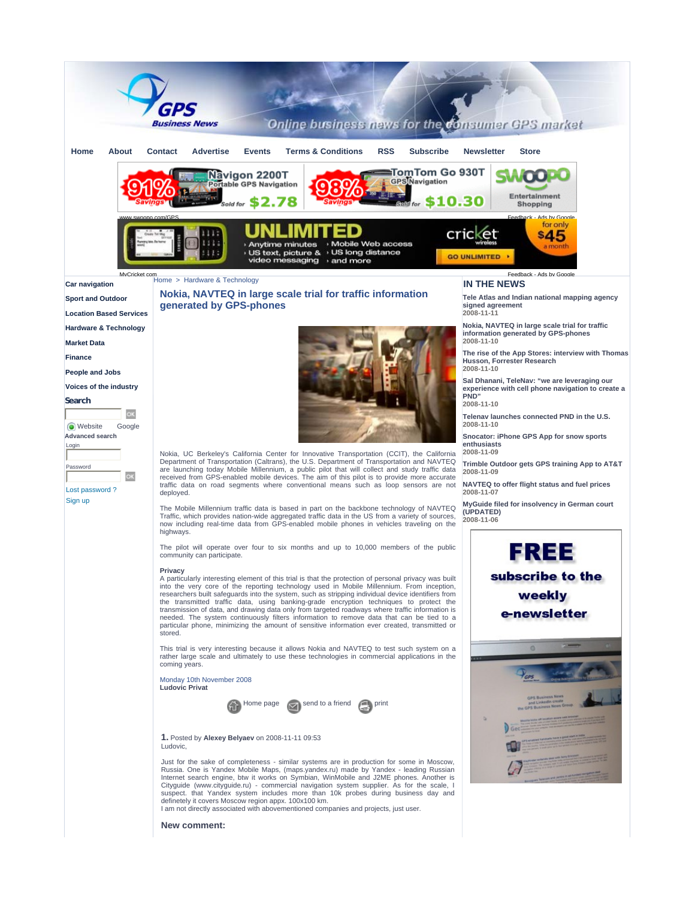Home About Contact Advertise Events Terms & Conditions RSS Subscribe Newsletter Store

Car navigation
Sport and Outdoor
Location Based Services
Hardware & Technology
Market Data
Finance
People and Jobs
Voices of the industry

Search

Website Google
Advanced search
Login
Password
Lost password ?
Sign up

Home > Hardware & Technology

# Nokia, NAVTEQ in large scale trial for traffic information generated by GPS-phones

Nokia, UC Berkeley's California Center for Innovative Transportation (CCIT), the California Department of Transportation (Caltrans), the U.S. Department of Transportation and NAVTEQ are launching today Mobile Millennium, a public pilot that will collect and study traffic data received from GPS-enabled mobile devices. The aim of this pilot is to provide more accurate traffic data on road segments where conventional means such as loop sensors are not deployed.

The Mobile Millennium traffic data is based in part on the backbone technology of NAVTEQ Traffic, which provides nation-wide aggregated traffic data in the US from a variety of sources, now including real-time data from GPS-enabled mobile phones in vehicles traveling on the highways.

The pilot will operate over four to six months and up to 10,000 members of the public community can participate.

**Privacy**
A particularly interesting element of this trial is that the protection of personal privacy was built into the very core of the reporting technology used in Mobile Millennium. From inception, researchers built safeguards into the system, such as stripping individual device identifiers from the transmitted traffic data, using banking-grade encryption techniques to protect the transmission of data, and drawing data only from targeted roadways where traffic information is needed. The system continuously filters information to remove data that can be tied to a particular phone, minimizing the amount of sensitive information ever created, transmitted or stored.

This trial is very interesting because it allows Nokia and NAVTEQ to test such system on a rather large scale and ultimately to use these technologies in commercial applications in the coming years.

Monday 10th November 2008
**Ludovic Privat**

Home page send to a friend print

**1.** Posted by **Alexey Belyaev** on 2008-11-11 09:53
Ludovic,

Just for the sake of completeness - similar systems are in production for some in Moscow, Russia. One is Yandex Mobile Maps, (maps.yandex.ru) made by Yandex - leading Russian Internet search engine, btw it works on Symbian, WinMobile and J2ME phones. Another is Cityguide (www.cityguide.ru) - commercial navigation system supplier. As for the scale, I suspect. that Yandex system includes more than 10k probes during business day and definetely it covers Moscow region appx. 100x100 km.
I am not directly associated with abovementioned companies and projects, just user.

**New comment:**

## IN THE NEWS

**Tele Atlas and Indian national mapping agency signed agreement**
2008-11-11

**Nokia, NAVTEQ in large scale trial for traffic information generated by GPS-phones**
2008-11-10

**The rise of the App Stores: interview with Thomas Husson, Forrester Research**
2008-11-10

**Sal Dhanani, TeleNav: "we are leveraging our experience with cell phone navigation to create a PND"**
2008-11-10

**Telenav launches connected PND in the U.S.**
2008-11-10

**Snocator: iPhone GPS App for snow sports enthusiasts**
2008-11-09

**Trimble Outdoor gets GPS training App to AT&T**
2008-11-09

**NAVTEQ to offer flight status and fuel prices**
2008-11-07

**MyGuide filed for insolvency in German court (UPDATED)**
2008-11-06

FREE subscribe to the weekly e-newsletter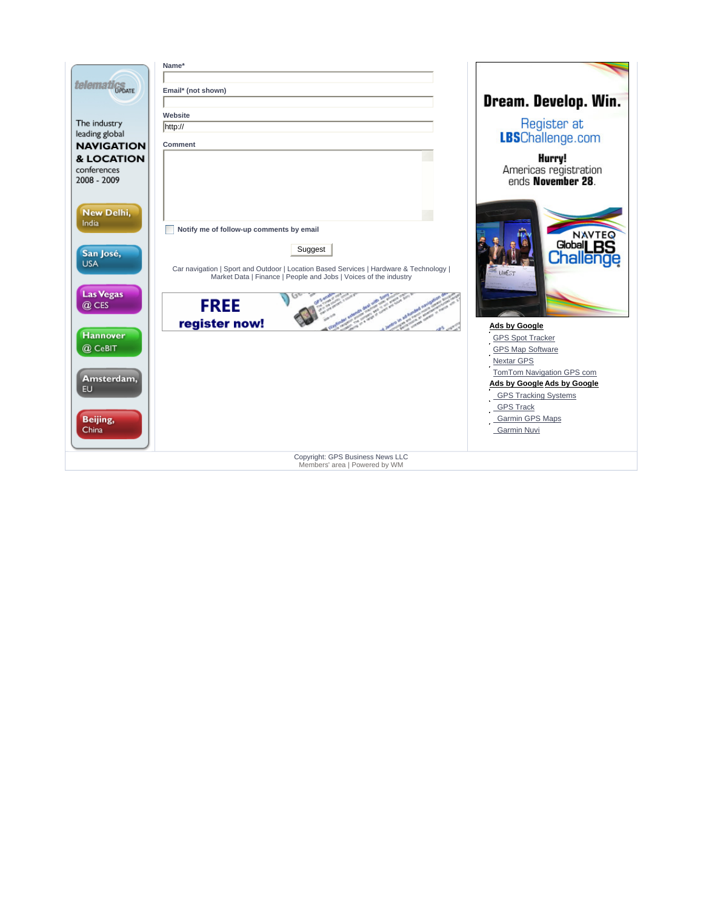The industry leading global NAVIGATION & LOCATION conferences 2008 - 2009

New Delhi, India

San José, USA

Las Vegas @ CES

Hannover @ CeBIT

Amsterdam, EU

Beijing, China

Name*

Email* (not shown)

Website

http://

Comment

Notify me of follow-up comments by email

Suggest

Car navigation | Sport and Outdoor | Location Based Services | Hardware & Technology | Market Data | Finance | People and Jobs | Voices of the industry

FREE register now!

Dream. Develop. Win.

Register at LBSChallenge.com

Hurry! Americas registration ends November 28.

NAVTEQ Global LBS Challenge

**Ads by Google**

- GPS Spot Tracker
- GPS Map Software
- Nextar GPS
- TomTom Navigation GPS com

**Ads by Google** **Ads by Google**

- GPS Tracking Systems
- GPS Track
- Garmin GPS Maps
- Garmin Nuvi

Copyright: GPS Business News LLC
Members' area | Powered by WM